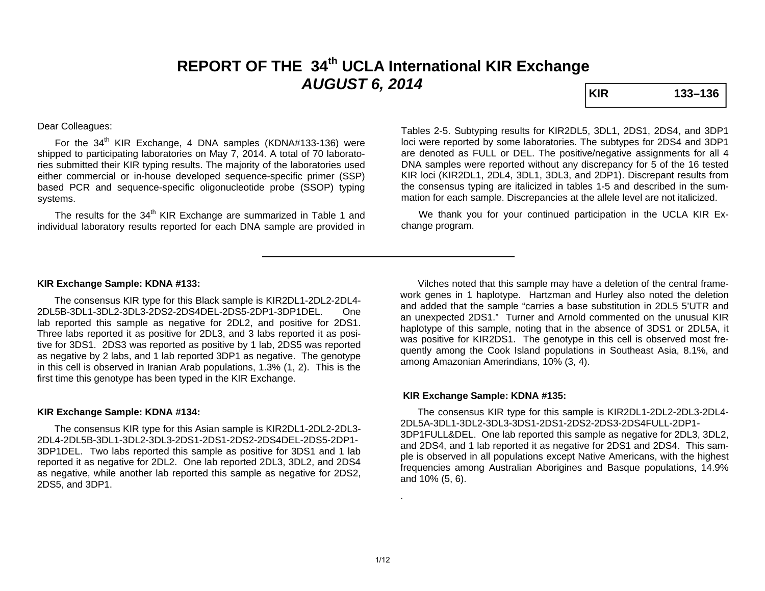# REPORT OF THE 34th UCLA International KIR Exchange

## *AUGUST 6, 2014*

**KIR 133–136**

Dear Colleagues:

For the 34th KIR Exchange, 4 DNA samples (KDNA#133-136) were shipped to participating laboratories on May 7, 2014. A total of 70 laboratories submitted their KIR typing results. The majority of the laboratories used either commercial or in-house developed sequence-specific primer (SSP) based PCR and sequence-specific oligonucleotide probe (SSOP) typing systems.

The results for the 34th KIR Exchange are summarized in Table 1 and individual laboratory results reported for each DNA sample are provided in Tables 2-5. Subtyping results for KIR2DL5, 3DL1, 2DS1, 2DS4, and 3DP1 loci were reported by some laboratories. The subtypes for 2DS4 and 3DP1 are denoted as FULL or DEL. The positive/negative assignments for all 4 DNA samples were reported without any discrepancy for 5 of the 16 tested KIR loci (KIR2DL1, 2DL4, 3DL1, 3DL3, and 2DP1). Discrepant results from the consensus typing are italicized in tables 1-5 and described in the summation for each sample. Discrepancies at the allele level are not italicized.

We thank you for your continued participation in the UCLA KIR Exchange program.

---

**KIR Exchange Sample: KDNA #133:**

The consensus KIR type for this Black sample is KIR2DL1-2DL2-2DL4-2DL5B-3DL1-3DL2-3DL3-2DS2-2DS4DEL-2DS5-2DP1-3DP1DEL. One lab reported this sample as negative for 2DL2, and positive for 2DS1. Three labs reported it as positive for 2DL3, and 3 labs reported it as positive for 3DS1. 2DS3 was reported as positive by 1 lab, 2DS5 was reported as negative by 2 labs, and 1 lab reported 3DP1 as negative. The genotype in this cell is observed in Iranian Arab populations, 1.3% (1, 2). This is the first time this genotype has been typed in the KIR Exchange.

**KIR Exchange Sample: KDNA #134:**

The consensus KIR type for this Asian sample is KIR2DL1-2DL2-2DL3-2DL4-2DL5B-3DL1-3DL2-3DL3-2DS1-2DS1-2DS2-2DS4DEL-2DS5-2DP1-3DP1DEL. Two labs reported this sample as positive for 3DS1 and 1 lab reported it as negative for 2DL2. One lab reported 2DL3, 3DL2, and 2DS4 as negative, while another lab reported this sample as negative for 2DS2, 2DS5, and 3DP1.

Vilches noted that this sample may have a deletion of the central framework genes in 1 haplotype. Hartzman and Hurley also noted the deletion and added that the sample "carries a base substitution in 2DL5 5'UTR and an unexpected 2DS1." Turner and Arnold commented on the unusual KIR haplotype of this sample, noting that in the absence of 3DS1 or 2DL5A, it was positive for KIR2DS1. The genotype in this cell is observed most frequently among the Cook Island populations in Southeast Asia, 8.1%, and among Amazonian Amerindians, 10% (3, 4).

**KIR Exchange Sample: KDNA #135:**

The consensus KIR type for this sample is KIR2DL1-2DL2-2DL3-2DL4-2DL5A-3DL1-3DL2-3DL3-3DS1-2DS1-2DS2-2DS3-2DS4FULL-2DP1-3DP1FULL&DEL. One lab reported this sample as negative for 2DL3, 3DL2, and 2DS4, and 1 lab reported it as negative for 2DS1 and 2DS4. This sample is observed in all populations except Native Americans, with the highest frequencies among Australian Aborigines and Basque populations, 14.9% and 10% (5, 6).

.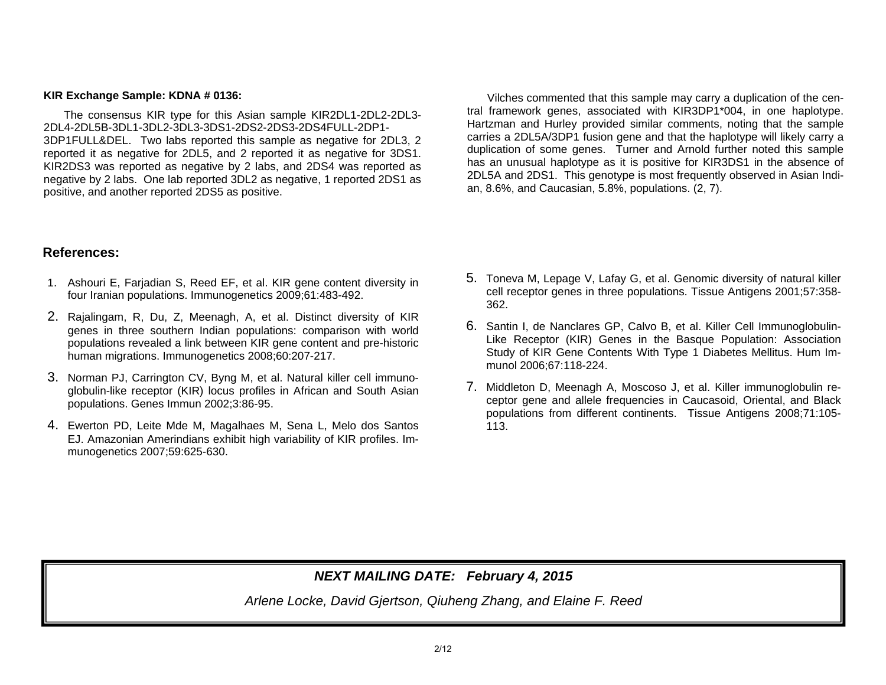**KIR Exchange Sample: KDNA # 0136:**

The consensus KIR type for this Asian sample KIR2DL1-2DL2-2DL3-2DL4-2DL5B-3DL1-3DL2-3DL3-3DS1-2DS2-2DS3-2DS4FULL-2DP1-3DP1FULL&DEL. Two labs reported this sample as negative for 2DL3, 2 reported it as negative for 2DL5, and 2 reported it as negative for 3DS1. KIR2DS3 was reported as negative by 2 labs, and 2DS4 was reported as negative by 2 labs. One lab reported 3DL2 as negative, 1 reported 2DS1 as positive, and another reported 2DS5 as positive.

Vilches commented that this sample may carry a duplication of the central framework genes, associated with KIR3DP1*004, in one haplotype. Hartzman and Hurley provided similar comments, noting that the sample carries a 2DL5A/3DP1 fusion gene and that the haplotype will likely carry a duplication of some genes. Turner and Arnold further noted this sample has an unusual haplotype as it is positive for KIR3DS1 in the absence of 2DL5A and 2DS1. This genotype is most frequently observed in Asian Indian, 8.6%, and Caucasian, 5.8%, populations. (2, 7).

## References:

1. Ashouri E, Farjadian S, Reed EF, et al. KIR gene content diversity in four Iranian populations. Immunogenetics 2009;61:483-492.
2. Rajalingam, R, Du, Z, Meenagh, A, et al. Distinct diversity of KIR genes in three southern Indian populations: comparison with world populations revealed a link between KIR gene content and pre-historic human migrations. Immunogenetics 2008;60:207-217.
3. Norman PJ, Carrington CV, Byng M, et al. Natural killer cell immunoglobulin-like receptor (KIR) locus profiles in African and South Asian populations. Genes Immun 2002;3:86-95.
4. Ewerton PD, Leite Mde M, Magalhaes M, Sena L, Melo dos Santos EJ. Amazonian Amerindians exhibit high variability of KIR profiles. Immunogenetics 2007;59:625-630.
5. Toneva M, Lepage V, Lafay G, et al. Genomic diversity of natural killer cell receptor genes in three populations. Tissue Antigens 2001;57:358-362.
6. Santin I, de Nanclares GP, Calvo B, et al. Killer Cell Immunoglobulin-Like Receptor (KIR) Genes in the Basque Population: Association Study of KIR Gene Contents With Type 1 Diabetes Mellitus. Hum Immunol 2006;67:118-224.
7. Middleton D, Meenagh A, Moscoso J, et al. Killer immunoglobulin receptor gene and allele frequencies in Caucasoid, Oriental, and Black populations from different continents. Tissue Antigens 2008;71:105-113.

***NEXT MAILING DATE: February 4, 2015***

*Arlene Locke, David Gjertson, Qiuheng Zhang, and Elaine F. Reed*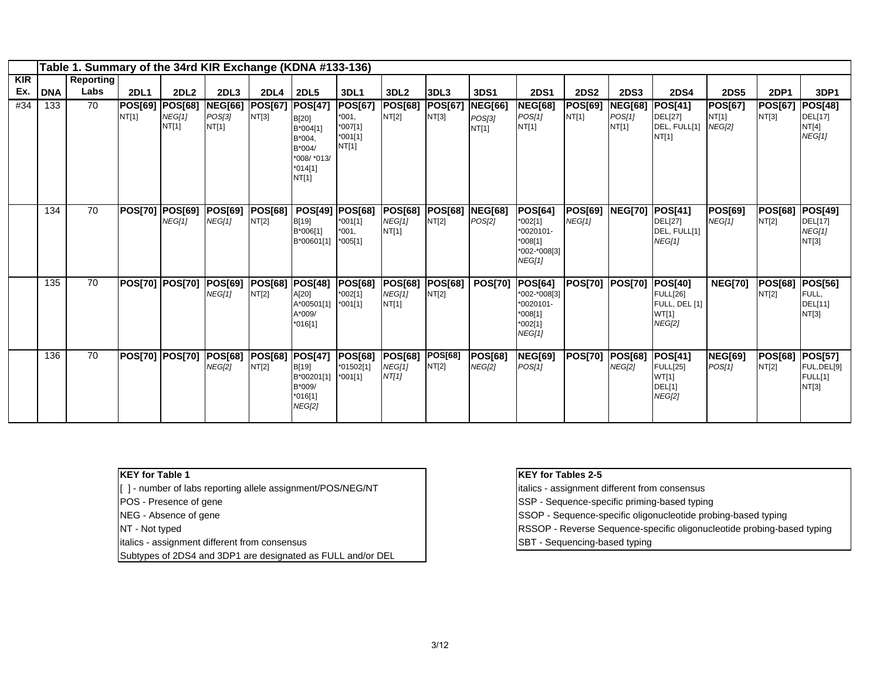| Table 1. Summary of the 34rd KIR Exchange (KDNA #133-136) | | | | | | | | | | | | | | | | | | | |
|---|---|---|---|---|---|---|---|---|---|---|---|---|---|---|---|---|---|---|---|
| **KIR Ex.** | **DNA** | **Reporting Labs** | **2DL1** | **2DL2** | **2DL3** | **2DL4** | **2DL5** | **3DL1** | **3DL2** | **3DL3** | **3DS1** | **2DS1** | **2DS2** | **2DS3** | **2DS4** | **2DS5** | **2DP1** | **3DP1** |
| #34 | 133 | 70 | **POS[69]** NT[1] | **POS[68]** *NEG[1]* NT[1] | **NEG[66]** *POS[3]* NT[1] | **POS[67]** NT[3] | **POS[47]** B[20] B*004[1] B*004, B*004/ *008/ *013/ *014[1] NT[1] | **POS[67]** *001, *007[1] *001[1] NT[1] | **POS[68]** NT[2] | **POS[67]** NT[3] | **NEG[66]** *POS[3]* NT[1] | **NEG[68]** *POS[1]* NT[1] | **POS[69]** NT[1] | **NEG[68]** *POS[1]* NT[1] | **POS[41]** DEL[27] DEL, FULL[1] NT[1] | **POS[67]** NT[1] *NEG[2]* | **POS[67]** NT[3] | **POS[48]** DEL[17] NT[4] *NEG[1]* |
| | 134 | 70 | **POS[70]** | **POS[69]** *NEG[1]* | **POS[69]** *NEG[1]* | **POS[68]** NT[2] | **POS[49]** B[19] B*006[1] B*00601[1] | **POS[68]** *001[1] *001, *005[1] | **POS[68]** *NEG[1]* NT[1] | **POS[68]** NT[2] | **NEG[68]** *POS[2]* | **POS[64]** *002[1] *0020101- *008[1] *002-*008[3] *NEG[1]* | **POS[69]** *NEG[1]* | **NEG[70]** | **POS[41]** DEL[27] DEL, FULL[1] *NEG[1]* | **POS[69]** *NEG[1]* | **POS[68]** NT[2] | **POS[49]** DEL[17] *NEG[1]* NT[3] |
| | 135 | 70 | **POS[70]** | **POS[70]** | **POS[69]** *NEG[1]* | **POS[68]** NT[2] | **POS[48]** A[20] A*00501[1] A*009/ *016[1] | **POS[68]** *002[1] *001[1] | **POS[68]** *NEG[1]* NT[1] | **POS[68]** NT[2] | **POS[70]** | **POS[64]** *002-*008[3] *0020101- *008[1] *002[1] *NEG[1]* | **POS[70]** | **POS[70]** | **POS[40]** FULL[26] FULL, DEL [1] WT[1] *NEG[2]* | **NEG[70]** | **POS[68]** NT[2] | **POS[56]** FULL, DEL[11] NT[3] |
| | 136 | 70 | **POS[70]** | **POS[70]** | **POS[68]** *NEG[2]* | **POS[68]** NT[2] | **POS[47]** B[19] B*00201[1] B*009/ *016[1] *NEG[2]* | **POS[68]** *01502[1] *001[1] | **POS[68]** *NEG[1]* *NT[1]* | **POS[68]** NT[2] | **POS[68]** *NEG[2]* | **NEG[69]** *POS[1]* | **POS[70]** | **POS[68]** *NEG[2]* | **POS[41]** FULL[25] WT[1] DEL[1] *NEG[2]* | **NEG[69]** *POS[1]* | **POS[68]** NT[2] | **POS[57]** FUL,DEL[9] FULL[1] NT[3] |

| KEY for Table 1 |
|---|
| [ ] - number of labs reporting allele assignment/POS/NEG/NT |
| POS - Presence of gene |
| NEG - Absence of gene |
| NT - Not typed |
| italics - assignment different from consensus |
| Subtypes of 2DS4 and 3DP1 are designated as FULL and/or DEL |

| KEY for Tables 2-5 |
|---|
| italics - assignment different from consensus |
| SSP - Sequence-specific priming-based typing |
| SSOP - Sequence-specific oligonucleotide probing-based typing |
| RSSOP - Reverse Sequence-specific oligonucleotide probing-based typing |
| SBT - Sequencing-based typing |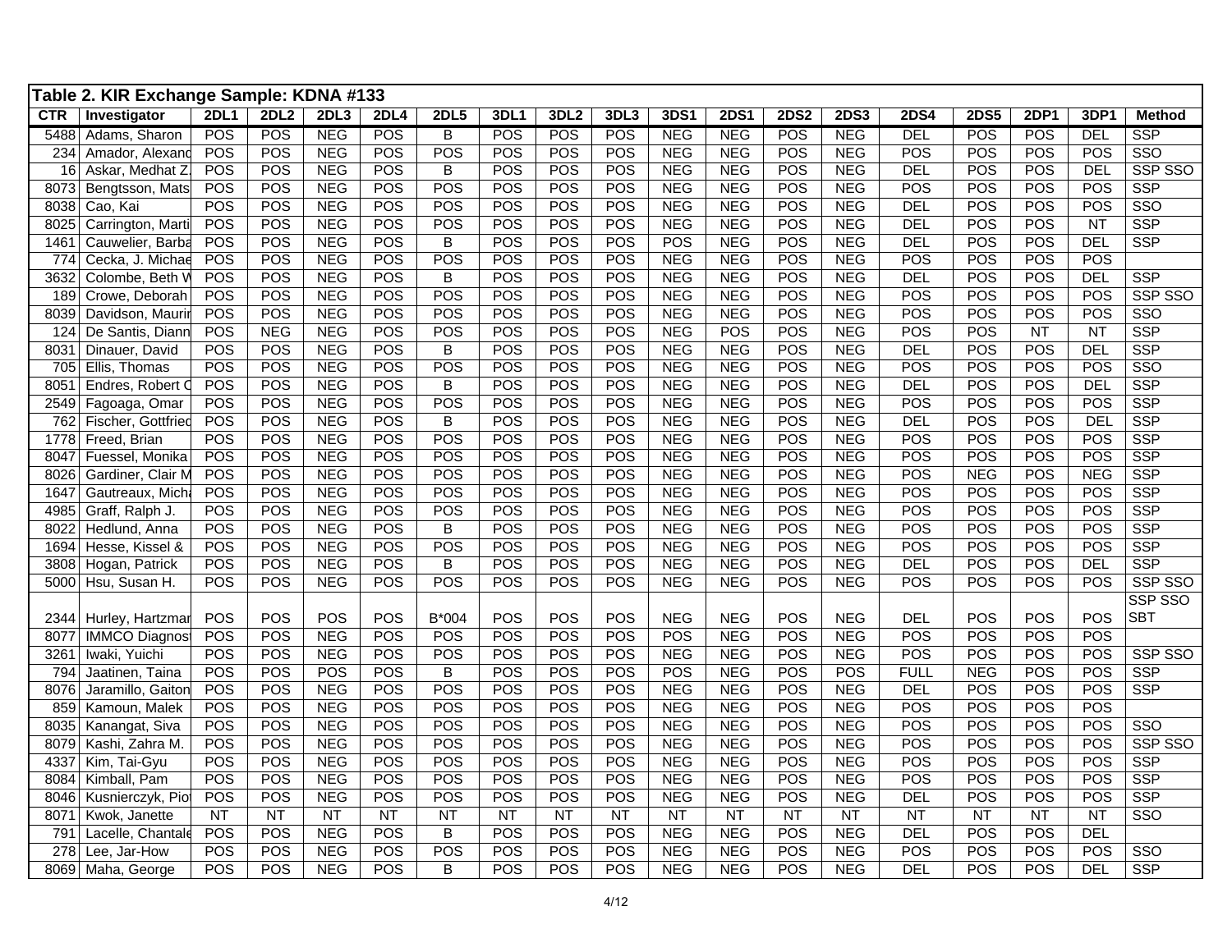**Table 2. KIR Exchange Sample: KDNA #133**

| CTR | Investigator | 2DL1 | 2DL2 | 2DL3 | 2DL4 | 2DL5 | 3DL1 | 3DL2 | 3DL3 | 3DS1 | 2DS1 | 2DS2 | 2DS3 | 2DS4 | 2DS5 | 2DP1 | 3DP1 | Method |
|---|---|---|---|---|---|---|---|---|---|---|---|---|---|---|---|---|---|---|
| 5488 | Adams, Sharon | POS | POS | NEG | POS | B | POS | POS | POS | NEG | NEG | POS | NEG | DEL | POS | POS | DEL | SSP |
| 234 | Amador, Alexand | POS | POS | NEG | POS | POS | POS | POS | POS | NEG | NEG | POS | NEG | POS | POS | POS | POS | SSO |
| 16 | Askar, Medhat Z. | POS | POS | NEG | POS | B | POS | POS | POS | NEG | NEG | POS | NEG | DEL | POS | POS | DEL | SSP SSO |
| 8073 | Bengtsson, Mats | POS | POS | NEG | POS | POS | POS | POS | POS | NEG | NEG | POS | NEG | POS | POS | POS | POS | SSP |
| 8038 | Cao, Kai | POS | POS | NEG | POS | POS | POS | POS | POS | NEG | NEG | POS | NEG | DEL | POS | POS | POS | SSO |
| 8025 | Carrington, Marti | POS | POS | NEG | POS | POS | POS | POS | POS | NEG | NEG | POS | NEG | DEL | POS | POS | NT | SSP |
| 1461 | Cauwelier, Barba | POS | POS | NEG | POS | B | POS | POS | POS | POS | NEG | POS | NEG | DEL | POS | POS | DEL | SSP |
| 774 | Cecka, J. Michae | POS | POS | NEG | POS | POS | POS | POS | POS | NEG | NEG | POS | NEG | POS | POS | POS | POS | |
| 3632 | Colombe, Beth W | POS | POS | NEG | POS | B | POS | POS | POS | NEG | NEG | POS | NEG | DEL | POS | POS | DEL | SSP |
| 189 | Crowe, Deborah | POS | POS | NEG | POS | POS | POS | POS | POS | NEG | NEG | POS | NEG | POS | POS | POS | POS | SSP SSO |
| 8039 | Davidson, Maurir | POS | POS | NEG | POS | POS | POS | POS | POS | NEG | NEG | POS | NEG | POS | POS | POS | POS | SSO |
| 124 | De Santis, Diann | POS | NEG | NEG | POS | POS | POS | POS | POS | NEG | POS | POS | NEG | POS | POS | NT | NT | SSP |
| 8031 | Dinauer, David | POS | POS | NEG | POS | B | POS | POS | POS | NEG | NEG | POS | NEG | DEL | POS | POS | DEL | SSP |
| 705 | Ellis, Thomas | POS | POS | NEG | POS | POS | POS | POS | POS | NEG | NEG | POS | NEG | POS | POS | POS | POS | SSO |
| 8051 | Endres, Robert C | POS | POS | NEG | POS | B | POS | POS | POS | NEG | NEG | POS | NEG | DEL | POS | POS | DEL | SSP |
| 2549 | Fagoaga, Omar | POS | POS | NEG | POS | POS | POS | POS | POS | NEG | NEG | POS | NEG | POS | POS | POS | POS | SSP |
| 762 | Fischer, Gottfried | POS | POS | NEG | POS | B | POS | POS | POS | NEG | NEG | POS | NEG | DEL | POS | POS | DEL | SSP |
| 1778 | Freed, Brian | POS | POS | NEG | POS | POS | POS | POS | POS | NEG | NEG | POS | NEG | POS | POS | POS | POS | SSP |
| 8047 | Fuessel, Monika | POS | POS | NEG | POS | POS | POS | POS | POS | NEG | NEG | POS | NEG | POS | POS | POS | POS | SSP |
| 8026 | Gardiner, Clair M | POS | POS | NEG | POS | POS | POS | POS | POS | NEG | NEG | POS | NEG | POS | NEG | POS | NEG | SSP |
| 1647 | Gautreaux, Mich | POS | POS | NEG | POS | POS | POS | POS | POS | NEG | NEG | POS | NEG | POS | POS | POS | POS | SSP |
| 4985 | Graff, Ralph J. | POS | POS | NEG | POS | POS | POS | POS | POS | NEG | NEG | POS | NEG | POS | POS | POS | POS | SSP |
| 8022 | Hedlund, Anna | POS | POS | NEG | POS | B | POS | POS | POS | NEG | NEG | POS | NEG | POS | POS | POS | POS | SSP |
| 1694 | Hesse, Kissel & | POS | POS | NEG | POS | POS | POS | POS | POS | NEG | NEG | POS | NEG | POS | POS | POS | POS | SSP |
| 3808 | Hogan, Patrick | POS | POS | NEG | POS | B | POS | POS | POS | NEG | NEG | POS | NEG | DEL | POS | POS | DEL | SSP |
| 5000 | Hsu, Susan H. | POS | POS | NEG | POS | POS | POS | POS | POS | NEG | NEG | POS | NEG | POS | POS | POS | POS | SSP SSO |
| 2344 | Hurley, Hartzmar | POS | POS | POS | POS | B*004 | POS | POS | POS | NEG | NEG | POS | NEG | DEL | POS | POS | POS | SSP SSO SBT |
| 8077 | IMMCO Diagnos | POS | POS | NEG | POS | POS | POS | POS | POS | POS | NEG | POS | NEG | POS | POS | POS | POS | |
| 3261 | Iwaki, Yuichi | POS | POS | NEG | POS | POS | POS | POS | POS | NEG | NEG | POS | NEG | POS | POS | POS | POS | SSP SSO |
| 794 | Jaatinen, Taina | POS | POS | POS | POS | B | POS | POS | POS | POS | NEG | POS | POS | FULL | NEG | POS | POS | SSP |
| 8076 | Jaramillo, Gaiton | POS | POS | NEG | POS | POS | POS | POS | POS | NEG | NEG | POS | NEG | DEL | POS | POS | POS | SSP |
| 859 | Kamoun, Malek | POS | POS | NEG | POS | POS | POS | POS | POS | NEG | NEG | POS | NEG | POS | POS | POS | POS | |
| 8035 | Kanangat, Siva | POS | POS | NEG | POS | POS | POS | POS | POS | NEG | NEG | POS | NEG | POS | POS | POS | POS | SSO |
| 8079 | Kashi, Zahra M. | POS | POS | NEG | POS | POS | POS | POS | POS | NEG | NEG | POS | NEG | POS | POS | POS | POS | SSP SSO |
| 4337 | Kim, Tai-Gyu | POS | POS | NEG | POS | POS | POS | POS | POS | NEG | NEG | POS | NEG | POS | POS | POS | POS | SSP |
| 8084 | Kimball, Pam | POS | POS | NEG | POS | POS | POS | POS | POS | NEG | NEG | POS | NEG | POS | POS | POS | POS | SSP |
| 8046 | Kusnierczyk, Pio | POS | POS | NEG | POS | POS | POS | POS | POS | NEG | NEG | POS | NEG | DEL | POS | POS | POS | SSP |
| 8071 | Kwok, Janette | NT | NT | NT | NT | NT | NT | NT | NT | NT | NT | NT | NT | NT | NT | NT | NT | SSO |
| 791 | Lacelle, Chantale | POS | POS | NEG | POS | B | POS | POS | POS | NEG | NEG | POS | NEG | DEL | POS | POS | DEL | |
| 278 | Lee, Jar-How | POS | POS | NEG | POS | POS | POS | POS | POS | NEG | NEG | POS | NEG | POS | POS | POS | POS | SSO |
| 8069 | Maha, George | POS | POS | NEG | POS | B | POS | POS | POS | NEG | NEG | POS | NEG | DEL | POS | POS | DEL | SSP |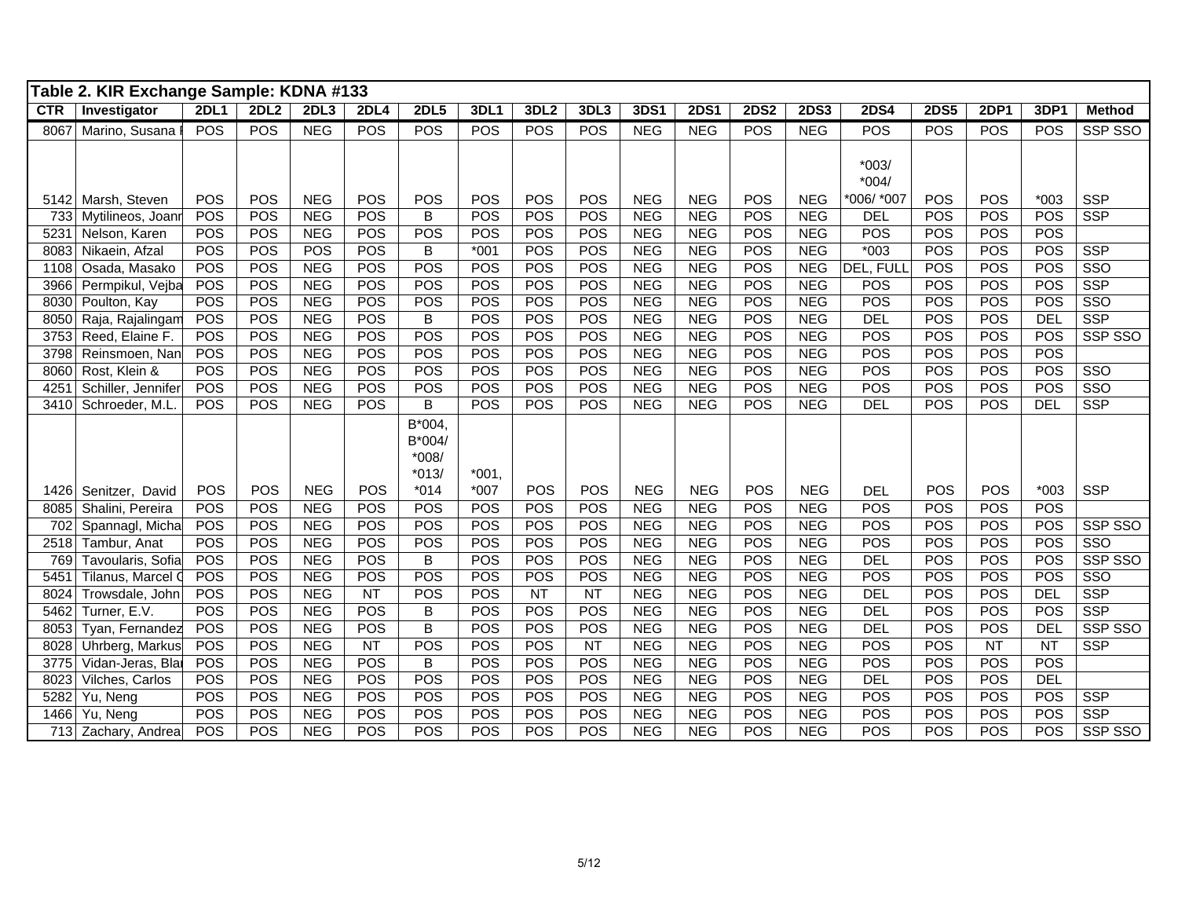**Table 2. KIR Exchange Sample: KDNA #133**

| CTR | Investigator | 2DL1 | 2DL2 | 2DL3 | 2DL4 | 2DL5 | 3DL1 | 3DL2 | 3DL3 | 3DS1 | 2DS1 | 2DS2 | 2DS3 | 2DS4 | 2DS5 | 2DP1 | 3DP1 | Method |
|---|---|---|---|---|---|---|---|---|---|---|---|---|---|---|---|---|---|---|
| 8067 | Marino, Susana | POS | POS | NEG | POS | POS | POS | POS | POS | NEG | NEG | POS | NEG | POS | POS | POS | POS | SSP SSO |
| 5142 | Marsh, Steven | POS | POS | NEG | POS | POS | POS | POS | POS | NEG | NEG | POS | NEG | *003/ *004/ *006/ *007 | POS | POS | *003 | SSP |
| 733 | Mytilineos, Joann | POS | POS | NEG | POS | B | POS | POS | POS | NEG | NEG | POS | NEG | DEL | POS | POS | POS | SSP |
| 5231 | Nelson, Karen | POS | POS | NEG | POS | POS | POS | POS | POS | NEG | NEG | POS | NEG | POS | POS | POS | POS | |
| 8083 | Nikaein, Afzal | POS | POS | POS | POS | B | *001 | POS | POS | NEG | NEG | POS | NEG | *003 | POS | POS | POS | SSP |
| 1108 | Osada, Masako | POS | POS | NEG | POS | POS | POS | POS | POS | NEG | NEG | POS | NEG | DEL, FULL | POS | POS | POS | SSO |
| 3966 | Permpikul, Vejba | POS | POS | NEG | POS | POS | POS | POS | POS | NEG | NEG | POS | NEG | POS | POS | POS | POS | SSP |
| 8030 | Poulton, Kay | POS | POS | NEG | POS | POS | POS | POS | POS | NEG | NEG | POS | NEG | POS | POS | POS | POS | SSO |
| 8050 | Raja, Rajalingam | POS | POS | NEG | POS | B | POS | POS | POS | NEG | NEG | POS | NEG | DEL | POS | POS | DEL | SSP |
| 3753 | Reed, Elaine F. | POS | POS | NEG | POS | POS | POS | POS | POS | NEG | NEG | POS | NEG | POS | POS | POS | POS | SSP SSO |
| 3798 | Reinsmoen, Nan | POS | POS | NEG | POS | POS | POS | POS | POS | NEG | NEG | POS | NEG | POS | POS | POS | POS | |
| 8060 | Rost, Klein & | POS | POS | NEG | POS | POS | POS | POS | POS | NEG | NEG | POS | NEG | POS | POS | POS | POS | SSO |
| 4251 | Schiller, Jennifer | POS | POS | NEG | POS | POS | POS | POS | POS | NEG | NEG | POS | NEG | POS | POS | POS | POS | SSO |
| 3410 | Schroeder, M.L. | POS | POS | NEG | POS | B | POS | POS | POS | NEG | NEG | POS | NEG | DEL | POS | POS | DEL | SSP |
| 1426 | Senitzer, David | POS | POS | NEG | POS | B*004, B*004/ *008/ *013/ *014 | *001, *007 | POS | POS | NEG | NEG | POS | NEG | DEL | POS | POS | *003 | SSP |
| 8085 | Shalini, Pereira | POS | POS | NEG | POS | POS | POS | POS | POS | NEG | NEG | POS | NEG | POS | POS | POS | POS | |
| 702 | Spannagl, Micha | POS | POS | NEG | POS | POS | POS | POS | POS | NEG | NEG | POS | NEG | POS | POS | POS | POS | SSP SSO |
| 2518 | Tambur, Anat | POS | POS | NEG | POS | POS | POS | POS | POS | NEG | NEG | POS | NEG | POS | POS | POS | POS | SSO |
| 769 | Tavoularis, Sofia | POS | POS | NEG | POS | B | POS | POS | POS | NEG | NEG | POS | NEG | DEL | POS | POS | POS | SSP SSO |
| 5451 | Tilanus, Marcel G | POS | POS | NEG | POS | POS | POS | POS | POS | NEG | NEG | POS | NEG | POS | POS | POS | POS | SSO |
| 8024 | Trowsdale, John | POS | POS | NEG | NT | POS | POS | NT | NT | NEG | NEG | POS | NEG | DEL | POS | POS | DEL | SSP |
| 5462 | Turner, E.V. | POS | POS | NEG | POS | B | POS | POS | POS | NEG | NEG | POS | NEG | DEL | POS | POS | POS | SSP |
| 8053 | Tyan, Fernandez | POS | POS | NEG | POS | B | POS | POS | POS | NEG | NEG | POS | NEG | DEL | POS | POS | DEL | SSP SSO |
| 8028 | Uhrberg, Markus | POS | POS | NEG | NT | POS | POS | POS | NT | NEG | NEG | POS | NEG | POS | POS | NT | NT | SSP |
| 3775 | Vidan-Jeras, Bla | POS | POS | NEG | POS | B | POS | POS | POS | NEG | NEG | POS | NEG | POS | POS | POS | POS | |
| 8023 | Vilches, Carlos | POS | POS | NEG | POS | POS | POS | POS | POS | NEG | NEG | POS | NEG | DEL | POS | POS | DEL | |
| 5282 | Yu, Neng | POS | POS | NEG | POS | POS | POS | POS | POS | NEG | NEG | POS | NEG | POS | POS | POS | POS | SSP |
| 1466 | Yu, Neng | POS | POS | NEG | POS | POS | POS | POS | POS | NEG | NEG | POS | NEG | POS | POS | POS | POS | SSP |
| 713 | Zachary, Andrea | POS | POS | NEG | POS | POS | POS | POS | POS | NEG | NEG | POS | NEG | POS | POS | POS | POS | SSP SSO |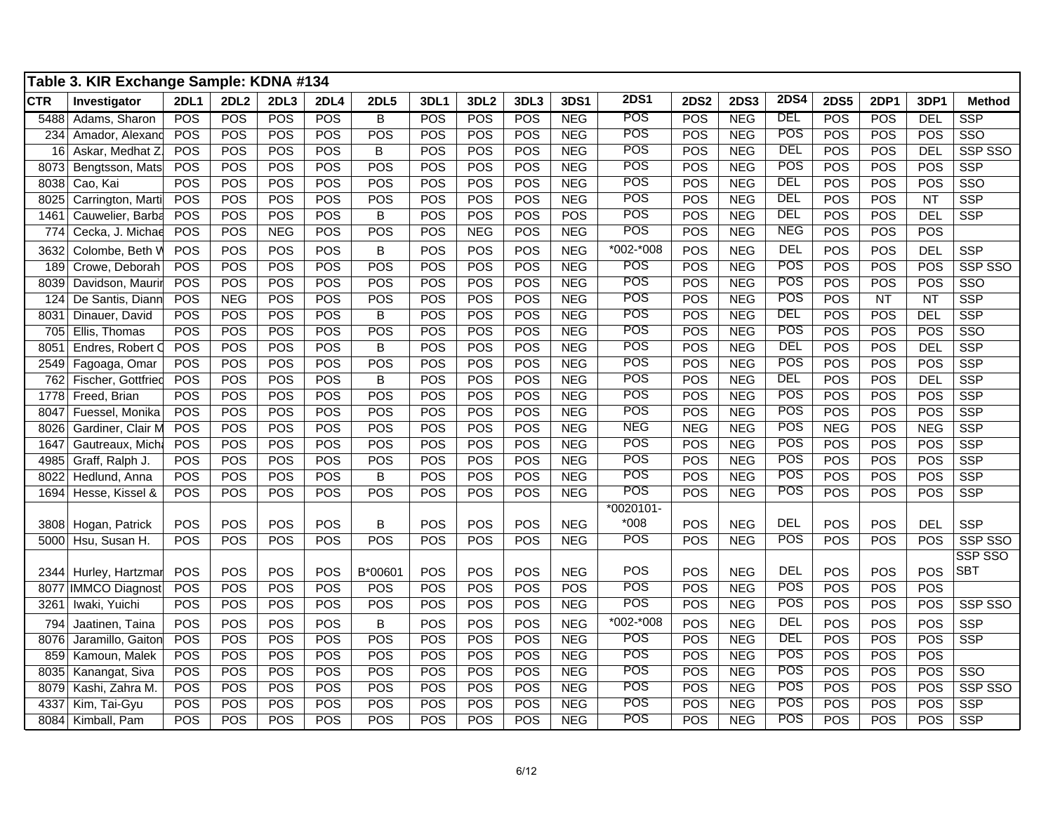**Table 3. KIR Exchange Sample: KDNA #134**

| CTR | Investigator | 2DL1 | 2DL2 | 2DL3 | 2DL4 | 2DL5 | 3DL1 | 3DL2 | 3DL3 | 3DS1 | 2DS1 | 2DS2 | 2DS3 | 2DS4 | 2DS5 | 2DP1 | 3DP1 | Method |
|---|---|---|---|---|---|---|---|---|---|---|---|---|---|---|---|---|---|---|
| 5488 | Adams, Sharon | POS | POS | POS | POS | B | POS | POS | POS | NEG | POS | POS | NEG | DEL | POS | POS | DEL | SSP |
| 234 | Amador, Alexand | POS | POS | POS | POS | POS | POS | POS | POS | NEG | POS | POS | NEG | POS | POS | POS | POS | SSO |
| 16 | Askar, Medhat Z. | POS | POS | POS | POS | B | POS | POS | POS | NEG | POS | POS | NEG | DEL | POS | POS | DEL | SSP SSO |
| 8073 | Bengtsson, Mats | POS | POS | POS | POS | POS | POS | POS | POS | NEG | POS | POS | NEG | POS | POS | POS | POS | SSP |
| 8038 | Cao, Kai | POS | POS | POS | POS | POS | POS | POS | POS | NEG | POS | POS | NEG | DEL | POS | POS | POS | SSO |
| 8025 | Carrington, Marti | POS | POS | POS | POS | POS | POS | POS | POS | NEG | POS | POS | NEG | DEL | POS | POS | NT | SSP |
| 1461 | Cauwelier, Barba | POS | POS | POS | POS | B | POS | POS | POS | POS | POS | POS | NEG | DEL | POS | POS | DEL | SSP |
| 774 | Cecka, J. Michae | POS | POS | NEG | POS | POS | POS | NEG | POS | NEG | POS | POS | NEG | NEG | POS | POS | POS | |
| 3632 | Colombe, Beth W | POS | POS | POS | POS | B | POS | POS | POS | NEG | *002-*008 | POS | NEG | DEL | POS | POS | DEL | SSP |
| 189 | Crowe, Deborah | POS | POS | POS | POS | POS | POS | POS | POS | NEG | POS | POS | NEG | POS | POS | POS | POS | SSP SSO |
| 8039 | Davidson, Mauri | POS | POS | POS | POS | POS | POS | POS | POS | NEG | POS | POS | NEG | POS | POS | POS | POS | SSO |
| 124 | De Santis, Diann | POS | NEG | POS | POS | POS | POS | POS | POS | NEG | POS | POS | NEG | POS | POS | NT | NT | SSP |
| 8031 | Dinauer, David | POS | POS | POS | POS | B | POS | POS | POS | NEG | POS | POS | NEG | DEL | POS | POS | DEL | SSP |
| 705 | Ellis, Thomas | POS | POS | POS | POS | POS | POS | POS | POS | NEG | POS | POS | NEG | POS | POS | POS | POS | SSO |
| 8051 | Endres, Robert C | POS | POS | POS | POS | B | POS | POS | POS | NEG | POS | POS | NEG | DEL | POS | POS | DEL | SSP |
| 2549 | Fagoaga, Omar | POS | POS | POS | POS | POS | POS | POS | POS | NEG | POS | POS | NEG | POS | POS | POS | POS | SSP |
| 762 | Fischer, Gottfried | POS | POS | POS | POS | B | POS | POS | POS | NEG | POS | POS | NEG | DEL | POS | POS | DEL | SSP |
| 1778 | Freed, Brian | POS | POS | POS | POS | POS | POS | POS | POS | NEG | POS | POS | NEG | POS | POS | POS | POS | SSP |
| 8047 | Fuessel, Monika | POS | POS | POS | POS | POS | POS | POS | POS | NEG | POS | POS | NEG | POS | POS | POS | POS | SSP |
| 8026 | Gardiner, Clair M | POS | POS | POS | POS | POS | POS | POS | POS | NEG | NEG | NEG | NEG | POS | NEG | POS | NEG | SSP |
| 1647 | Gautreaux, Mich | POS | POS | POS | POS | POS | POS | POS | POS | NEG | POS | POS | NEG | POS | POS | POS | POS | SSP |
| 4985 | Graff, Ralph J. | POS | POS | POS | POS | POS | POS | POS | POS | NEG | POS | POS | NEG | POS | POS | POS | POS | SSP |
| 8022 | Hedlund, Anna | POS | POS | POS | POS | B | POS | POS | POS | NEG | POS | POS | NEG | POS | POS | POS | POS | SSP |
| 1694 | Hesse, Kissel & | POS | POS | POS | POS | POS | POS | POS | POS | NEG | POS | POS | NEG | POS | POS | POS | POS | SSP |
| 3808 | Hogan, Patrick | POS | POS | POS | POS | B | POS | POS | POS | NEG | *0020101-*008 | POS | NEG | DEL | POS | POS | DEL | SSP |
| 5000 | Hsu, Susan H. | POS | POS | POS | POS | POS | POS | POS | POS | NEG | POS | POS | NEG | POS | POS | POS | POS | SSP SSO |
| 2344 | Hurley, Hartzmar | POS | POS | POS | POS | B*00601 | POS | POS | POS | NEG | POS | POS | NEG | DEL | POS | POS | POS | SSP SSO SBT |
| 8077 | IMMCO Diagnost | POS | POS | POS | POS | POS | POS | POS | POS | POS | POS | POS | NEG | POS | POS | POS | POS | |
| 3261 | Iwaki, Yuichi | POS | POS | POS | POS | POS | POS | POS | POS | NEG | POS | POS | NEG | POS | POS | POS | POS | SSP SSO |
| 794 | Jaatinen, Taina | POS | POS | POS | POS | B | POS | POS | POS | NEG | *002-*008 | POS | NEG | DEL | POS | POS | POS | SSP |
| 8076 | Jaramillo, Gaiton | POS | POS | POS | POS | POS | POS | POS | POS | NEG | POS | POS | NEG | DEL | POS | POS | POS | SSP |
| 859 | Kamoun, Malek | POS | POS | POS | POS | POS | POS | POS | POS | NEG | POS | POS | NEG | POS | POS | POS | POS | |
| 8035 | Kanangat, Siva | POS | POS | POS | POS | POS | POS | POS | POS | NEG | POS | POS | NEG | POS | POS | POS | POS | SSO |
| 8079 | Kashi, Zahra M. | POS | POS | POS | POS | POS | POS | POS | POS | NEG | POS | POS | NEG | POS | POS | POS | POS | SSP SSO |
| 4337 | Kim, Tai-Gyu | POS | POS | POS | POS | POS | POS | POS | POS | NEG | POS | POS | NEG | POS | POS | POS | POS | SSP |
| 8084 | Kimball, Pam | POS | POS | POS | POS | POS | POS | POS | POS | NEG | POS | POS | NEG | POS | POS | POS | POS | SSP |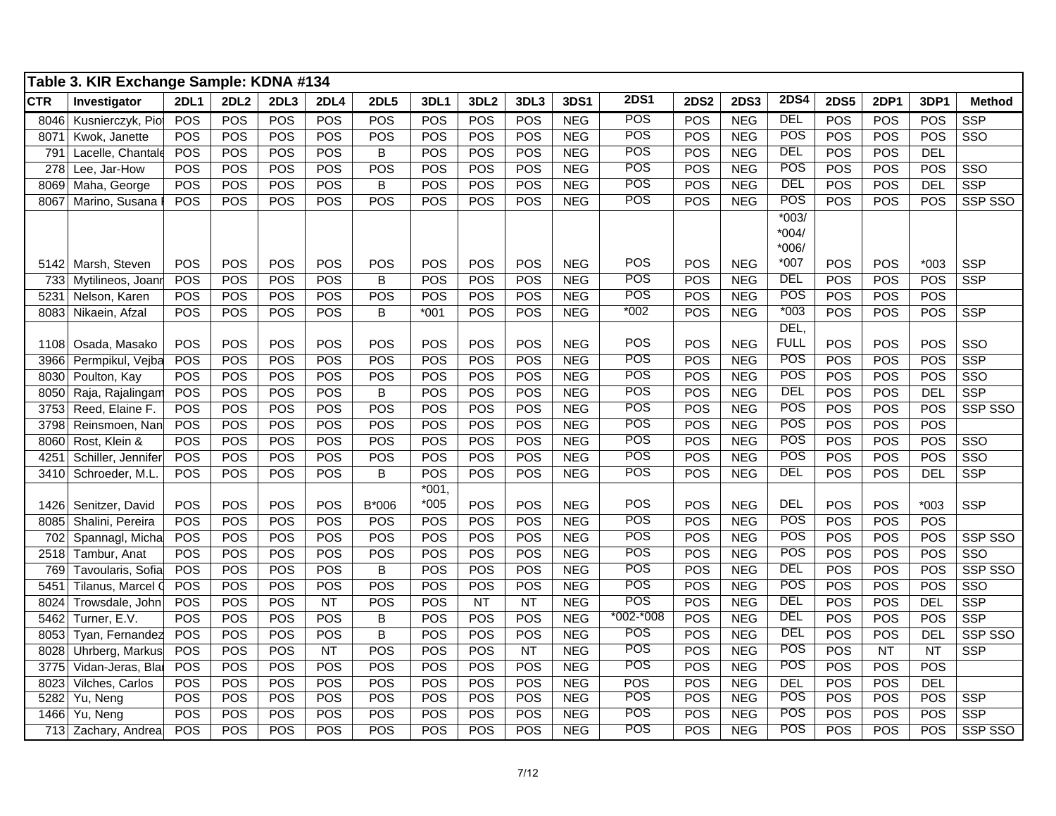## Table 3. KIR Exchange Sample: KDNA #134

| CTR | Investigator | 2DL1 | 2DL2 | 2DL3 | 2DL4 | 2DL5 | 3DL1 | 3DL2 | 3DL3 | 3DS1 | 2DS1 | 2DS2 | 2DS3 | 2DS4 | 2DS5 | 2DP1 | 3DP1 | Method |
|---|---|---|---|---|---|---|---|---|---|---|---|---|---|---|---|---|---|---|
| 8046 | Kusnierczyk, Pio | POS | POS | POS | POS | POS | POS | POS | POS | NEG | POS | POS | NEG | DEL | POS | POS | POS | SSP |
| 8071 | Kwok, Janette | POS | POS | POS | POS | POS | POS | POS | POS | NEG | POS | POS | NEG | POS | POS | POS | POS | SSO |
| 791 | Lacelle, Chantale | POS | POS | POS | POS | B | POS | POS | POS | NEG | POS | POS | NEG | DEL | POS | POS | DEL | |
| 278 | Lee, Jar-How | POS | POS | POS | POS | POS | POS | POS | POS | NEG | POS | POS | NEG | POS | POS | POS | POS | SSO |
| 8069 | Maha, George | POS | POS | POS | POS | B | POS | POS | POS | NEG | POS | POS | NEG | DEL | POS | POS | DEL | SSP |
| 8067 | Marino, Susana | POS | POS | POS | POS | POS | POS | POS | POS | NEG | POS | POS | NEG | POS | POS | POS | POS | SSP SSO |
| 5142 | Marsh, Steven | POS | POS | POS | POS | POS | POS | POS | POS | NEG | POS | POS | NEG | *003/ *004/ *006/ *007 | POS | POS | *003 | SSP |
| 733 | Mytilineos, Joanr | POS | POS | POS | POS | B | POS | POS | POS | NEG | POS | POS | NEG | DEL | POS | POS | POS | SSP |
| 5231 | Nelson, Karen | POS | POS | POS | POS | POS | POS | POS | POS | NEG | POS | POS | NEG | POS | POS | POS | POS | |
| 8083 | Nikaein, Afzal | POS | POS | POS | POS | B | *001 | POS | POS | NEG | *002 | POS | NEG | *003 | POS | POS | POS | SSP |
| 1108 | Osada, Masako | POS | POS | POS | POS | POS | POS | POS | POS | NEG | POS | POS | NEG | DEL, FULL | POS | POS | POS | SSO |
| 3966 | Permpikul, Vejba | POS | POS | POS | POS | POS | POS | POS | POS | NEG | POS | POS | NEG | POS | POS | POS | POS | SSP |
| 8030 | Poulton, Kay | POS | POS | POS | POS | POS | POS | POS | POS | NEG | POS | POS | NEG | POS | POS | POS | POS | SSO |
| 8050 | Raja, Rajalingam | POS | POS | POS | POS | B | POS | POS | POS | NEG | POS | POS | NEG | DEL | POS | POS | DEL | SSP |
| 3753 | Reed, Elaine F. | POS | POS | POS | POS | POS | POS | POS | POS | NEG | POS | POS | NEG | POS | POS | POS | POS | SSP SSO |
| 3798 | Reinsmoen, Nan | POS | POS | POS | POS | POS | POS | POS | POS | NEG | POS | POS | NEG | POS | POS | POS | POS | |
| 8060 | Rost, Klein & | POS | POS | POS | POS | POS | POS | POS | POS | NEG | POS | POS | NEG | POS | POS | POS | POS | SSO |
| 4251 | Schiller, Jennifer | POS | POS | POS | POS | POS | POS | POS | POS | NEG | POS | POS | NEG | POS | POS | POS | POS | SSO |
| 3410 | Schroeder, M.L. | POS | POS | POS | POS | B | POS | POS | POS | NEG | POS | POS | NEG | DEL | POS | POS | DEL | SSP |
| 1426 | Senitzer, David | POS | POS | POS | POS | B*006 | *001, *005 | POS | POS | NEG | POS | POS | NEG | DEL | POS | POS | *003 | SSP |
| 8085 | Shalini, Pereira | POS | POS | POS | POS | POS | POS | POS | POS | NEG | POS | POS | NEG | POS | POS | POS | POS | |
| 702 | Spannagl, Micha | POS | POS | POS | POS | POS | POS | POS | POS | NEG | POS | POS | NEG | POS | POS | POS | POS | SSP SSO |
| 2518 | Tambur, Anat | POS | POS | POS | POS | POS | POS | POS | POS | NEG | POS | POS | NEG | POS | POS | POS | POS | SSO |
| 769 | Tavoularis, Sofia | POS | POS | POS | POS | B | POS | POS | POS | NEG | POS | POS | NEG | DEL | POS | POS | POS | SSP SSO |
| 5451 | Tilanus, Marcel | POS | POS | POS | POS | POS | POS | POS | POS | NEG | POS | POS | NEG | POS | POS | POS | POS | SSO |
| 8024 | Trowsdale, John | POS | POS | POS | NT | POS | POS | NT | NT | NEG | POS | POS | NEG | DEL | POS | POS | DEL | SSP |
| 5462 | Turner, E.V. | POS | POS | POS | POS | B | POS | POS | POS | NEG | *002-*008 | POS | NEG | DEL | POS | POS | POS | SSP |
| 8053 | Tyan, Fernandez | POS | POS | POS | POS | B | POS | POS | POS | NEG | POS | POS | NEG | DEL | POS | POS | DEL | SSP SSO |
| 8028 | Uhrberg, Markus | POS | POS | POS | NT | POS | POS | POS | NT | NEG | POS | POS | NEG | POS | POS | NT | NT | SSP |
| 3775 | Vidan-Jeras, Bla | POS | POS | POS | POS | POS | POS | POS | POS | NEG | POS | POS | NEG | POS | POS | POS | POS | |
| 8023 | Vilches, Carlos | POS | POS | POS | POS | POS | POS | POS | POS | NEG | POS | POS | NEG | DEL | POS | POS | DEL | |
| 5282 | Yu, Neng | POS | POS | POS | POS | POS | POS | POS | POS | NEG | POS | POS | NEG | POS | POS | POS | POS | SSP |
| 1466 | Yu, Neng | POS | POS | POS | POS | POS | POS | POS | POS | NEG | POS | POS | NEG | POS | POS | POS | POS | SSP |
| 713 | Zachary, Andrea | POS | POS | POS | POS | POS | POS | POS | POS | NEG | POS | POS | NEG | POS | POS | POS | POS | SSP SSO |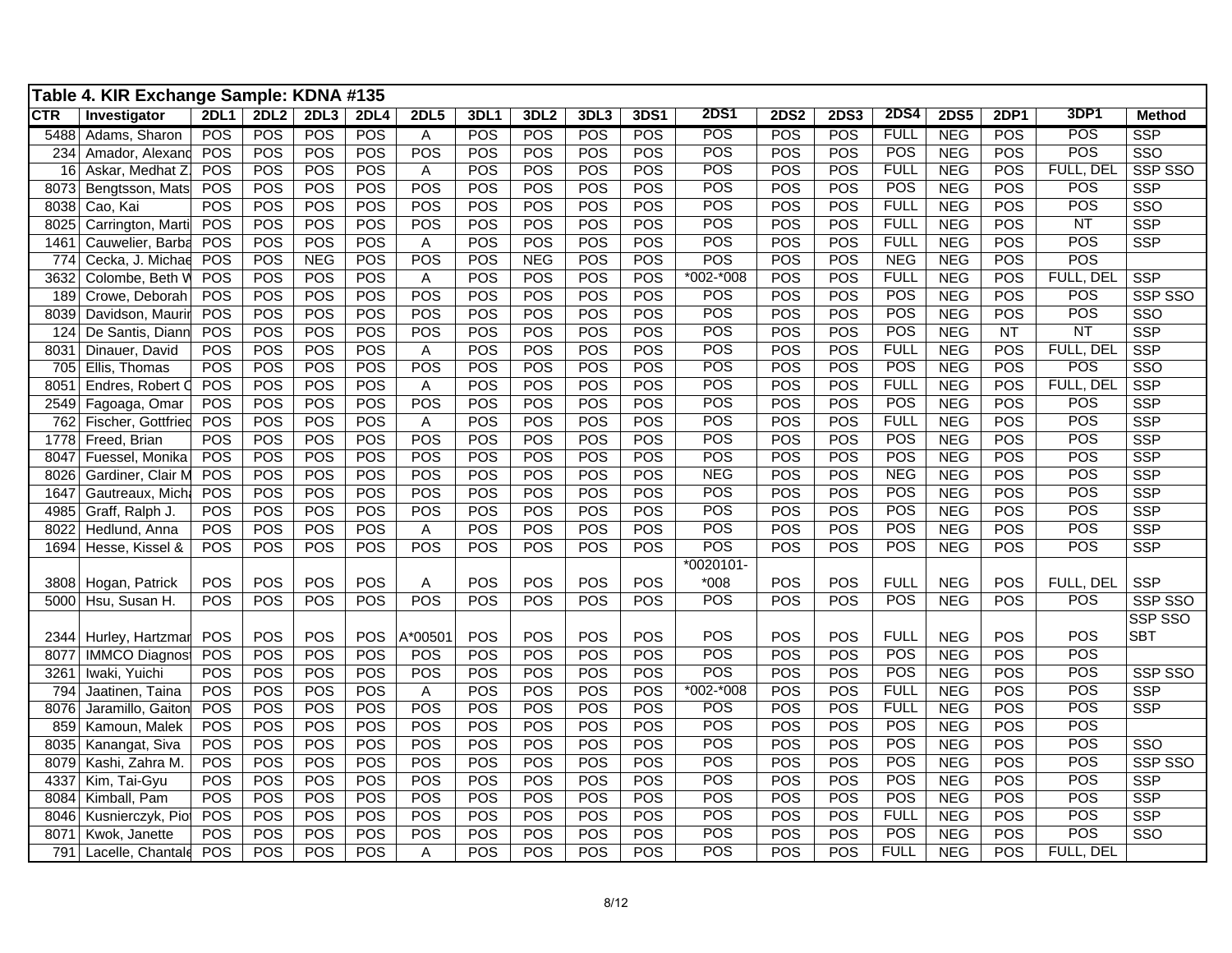**Table 4. KIR Exchange Sample: KDNA #135**

| CTR | Investigator | 2DL1 | 2DL2 | 2DL3 | 2DL4 | 2DL5 | 3DL1 | 3DL2 | 3DL3 | 3DS1 | 2DS1 | 2DS2 | 2DS3 | 2DS4 | 2DS5 | 2DP1 | 3DP1 | Method |
|---|---|---|---|---|---|---|---|---|---|---|---|---|---|---|---|---|---|---|
| 5488 | Adams, Sharon | POS | POS | POS | POS | A | POS | POS | POS | POS | POS | POS | POS | FULL | NEG | POS | POS | SSP |
| 234 | Amador, Alexand | POS | POS | POS | POS | POS | POS | POS | POS | POS | POS | POS | POS | POS | NEG | POS | POS | SSO |
| 16 | Askar, Medhat Z. | POS | POS | POS | POS | A | POS | POS | POS | POS | POS | POS | POS | FULL | NEG | POS | FULL, DEL | SSP SSO |
| 8073 | Bengtsson, Mats | POS | POS | POS | POS | POS | POS | POS | POS | POS | POS | POS | POS | POS | NEG | POS | POS | SSP |
| 8038 | Cao, Kai | POS | POS | POS | POS | POS | POS | POS | POS | POS | POS | POS | POS | FULL | NEG | POS | POS | SSO |
| 8025 | Carrington, Marti | POS | POS | POS | POS | POS | POS | POS | POS | POS | POS | POS | POS | FULL | NEG | POS | NT | SSP |
| 1461 | Cauwelier, Barba | POS | POS | POS | POS | A | POS | POS | POS | POS | POS | POS | POS | FULL | NEG | POS | POS | SSP |
| 774 | Cecka, J. Michae | POS | POS | NEG | POS | POS | POS | NEG | POS | POS | POS | POS | POS | NEG | NEG | POS | POS | |
| 3632 | Colombe, Beth W | POS | POS | POS | POS | A | POS | POS | POS | POS | *002-*008 | POS | POS | FULL | NEG | POS | FULL, DEL | SSP |
| 189 | Crowe, Deborah | POS | POS | POS | POS | POS | POS | POS | POS | POS | POS | POS | POS | POS | NEG | POS | POS | SSP SSO |
| 8039 | Davidson, Maurin | POS | POS | POS | POS | POS | POS | POS | POS | POS | POS | POS | POS | POS | NEG | POS | POS | SSO |
| 124 | De Santis, Diann | POS | POS | POS | POS | POS | POS | POS | POS | POS | POS | POS | POS | POS | NEG | NT | NT | SSP |
| 8031 | Dinauer, David | POS | POS | POS | POS | A | POS | POS | POS | POS | POS | POS | POS | FULL | NEG | POS | FULL, DEL | SSP |
| 705 | Ellis, Thomas | POS | POS | POS | POS | POS | POS | POS | POS | POS | POS | POS | POS | POS | NEG | POS | POS | SSO |
| 8051 | Endres, Robert O | POS | POS | POS | POS | A | POS | POS | POS | POS | POS | POS | POS | FULL | NEG | POS | FULL, DEL | SSP |
| 2549 | Fagoaga, Omar | POS | POS | POS | POS | POS | POS | POS | POS | POS | POS | POS | POS | POS | NEG | POS | POS | SSP |
| 762 | Fischer, Gottfried | POS | POS | POS | POS | A | POS | POS | POS | POS | POS | POS | POS | FULL | NEG | POS | POS | SSP |
| 1778 | Freed, Brian | POS | POS | POS | POS | POS | POS | POS | POS | POS | POS | POS | POS | POS | NEG | POS | POS | SSP |
| 8047 | Fuessel, Monika | POS | POS | POS | POS | POS | POS | POS | POS | POS | POS | POS | POS | POS | NEG | POS | POS | SSP |
| 8026 | Gardiner, Clair M | POS | POS | POS | POS | POS | POS | POS | POS | POS | NEG | POS | POS | NEG | NEG | POS | POS | SSP |
| 1647 | Gautreaux, Micha | POS | POS | POS | POS | POS | POS | POS | POS | POS | POS | POS | POS | POS | NEG | POS | POS | SSP |
| 4985 | Graff, Ralph J. | POS | POS | POS | POS | POS | POS | POS | POS | POS | POS | POS | POS | POS | NEG | POS | POS | SSP |
| 8022 | Hedlund, Anna | POS | POS | POS | POS | A | POS | POS | POS | POS | POS | POS | POS | POS | NEG | POS | POS | SSP |
| 1694 | Hesse, Kissel & | POS | POS | POS | POS | POS | POS | POS | POS | POS | POS | POS | POS | POS | NEG | POS | POS | SSP |
| 3808 | Hogan, Patrick | POS | POS | POS | POS | A | POS | POS | POS | POS | *0020101-*008 | POS | POS | FULL | NEG | POS | FULL, DEL | SSP |
| 5000 | Hsu, Susan H. | POS | POS | POS | POS | POS | POS | POS | POS | POS | POS | POS | POS | POS | NEG | POS | POS | SSP SSO |
| 2344 | Hurley, Hartzmar | POS | POS | POS | POS | A*00501 | POS | POS | POS | POS | POS | POS | POS | FULL | NEG | POS | POS | SSP SSO SBT |
| 8077 | IMMCO Diagnost | POS | POS | POS | POS | POS | POS | POS | POS | POS | POS | POS | POS | POS | NEG | POS | POS | |
| 3261 | Iwaki, Yuichi | POS | POS | POS | POS | POS | POS | POS | POS | POS | POS | POS | POS | POS | NEG | POS | POS | SSP SSO |
| 794 | Jaatinen, Taina | POS | POS | POS | POS | A | POS | POS | POS | POS | *002-*008 | POS | POS | FULL | NEG | POS | POS | SSP |
| 8076 | Jaramillo, Gaiton | POS | POS | POS | POS | POS | POS | POS | POS | POS | POS | POS | POS | FULL | NEG | POS | POS | SSP |
| 859 | Kamoun, Malek | POS | POS | POS | POS | POS | POS | POS | POS | POS | POS | POS | POS | POS | NEG | POS | POS | |
| 8035 | Kanangat, Siva | POS | POS | POS | POS | POS | POS | POS | POS | POS | POS | POS | POS | POS | NEG | POS | POS | SSO |
| 8079 | Kashi, Zahra M. | POS | POS | POS | POS | POS | POS | POS | POS | POS | POS | POS | POS | POS | NEG | POS | POS | SSP SSO |
| 4337 | Kim, Tai-Gyu | POS | POS | POS | POS | POS | POS | POS | POS | POS | POS | POS | POS | POS | NEG | POS | POS | SSP |
| 8084 | Kimball, Pam | POS | POS | POS | POS | POS | POS | POS | POS | POS | POS | POS | POS | POS | NEG | POS | POS | SSP |
| 8046 | Kusnierczyk, Piot | POS | POS | POS | POS | POS | POS | POS | POS | POS | POS | POS | POS | FULL | NEG | POS | POS | SSP |
| 8071 | Kwok, Janette | POS | POS | POS | POS | POS | POS | POS | POS | POS | POS | POS | POS | POS | NEG | POS | POS | SSO |
| 791 | Lacelle, Chantale | POS | POS | POS | POS | A | POS | POS | POS | POS | POS | POS | POS | FULL | NEG | POS | FULL, DEL | |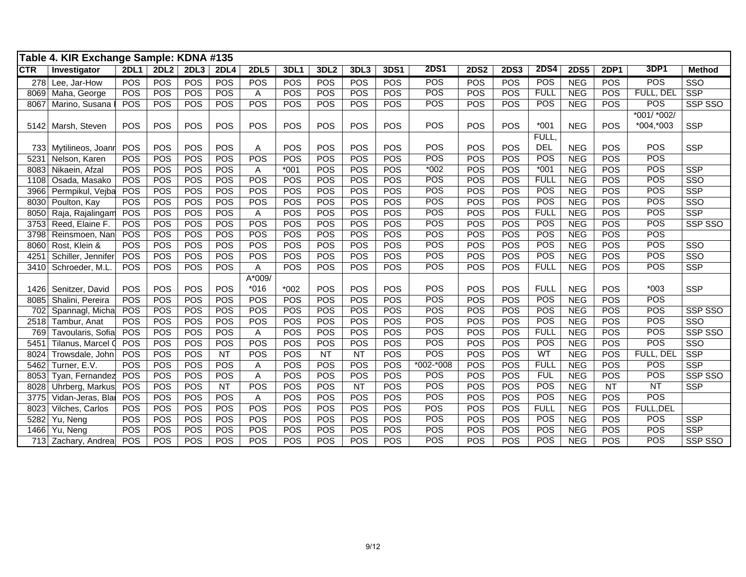| **Table 4. KIR Exchange Sample: KDNA #135** | | | | | | | | | | | | | | | | | | |
|---|---|---|---|---|---|---|---|---|---|---|---|---|---|---|---|---|---|---|
| **CTR** | **Investigator** | **2DL1** | **2DL2** | **2DL3** | **2DL4** | **2DL5** | **3DL1** | **3DL2** | **3DL3** | **3DS1** | **2DS1** | **2DS2** | **2DS3** | **2DS4** | **2DS5** | **2DP1** | **3DP1** | **Method** |
| 278 | Lee, Jar-How | POS | POS | POS | POS | POS | POS | POS | POS | POS | POS | POS | POS | POS | NEG | POS | POS | SSO |
| 8069 | Maha, George | POS | POS | POS | POS | A | POS | POS | POS | POS | POS | POS | POS | FULL | NEG | POS | FULL, DEL | SSP |
| 8067 | Marino, Susana | POS | POS | POS | POS | POS | POS | POS | POS | POS | POS | POS | POS | POS | NEG | POS | POS | SSP SSO |
| 5142 | Marsh, Steven | POS | POS | POS | POS | POS | POS | POS | POS | POS | POS | POS | POS | *001 | NEG | POS | *001/ *002/ *004,*003 | SSP |
| 733 | Mytilineos, Joann | POS | POS | POS | POS | A | POS | POS | POS | POS | POS | POS | POS | FULL, DEL | NEG | POS | POS | SSP |
| 5231 | Nelson, Karen | POS | POS | POS | POS | POS | POS | POS | POS | POS | POS | POS | POS | POS | NEG | POS | POS | |
| 8083 | Nikaein, Afzal | POS | POS | POS | POS | A | *001 | POS | POS | POS | *002 | POS | POS | *001 | NEG | POS | POS | SSP |
| 1108 | Osada, Masako | POS | POS | POS | POS | POS | POS | POS | POS | POS | POS | POS | POS | FULL | NEG | POS | POS | SSO |
| 3966 | Permpikul, Vejba | POS | POS | POS | POS | POS | POS | POS | POS | POS | POS | POS | POS | POS | NEG | POS | POS | SSP |
| 8030 | Poulton, Kay | POS | POS | POS | POS | POS | POS | POS | POS | POS | POS | POS | POS | POS | NEG | POS | POS | SSO |
| 8050 | Raja, Rajalingam | POS | POS | POS | POS | A | POS | POS | POS | POS | POS | POS | POS | FULL | NEG | POS | POS | SSP |
| 3753 | Reed, Elaine F. | POS | POS | POS | POS | POS | POS | POS | POS | POS | POS | POS | POS | POS | NEG | POS | POS | SSP SSO |
| 3798 | Reinsmoen, Nan | POS | POS | POS | POS | POS | POS | POS | POS | POS | POS | POS | POS | POS | NEG | POS | POS | |
| 8060 | Rost, Klein & | POS | POS | POS | POS | POS | POS | POS | POS | POS | POS | POS | POS | POS | NEG | POS | POS | SSO |
| 4251 | Schiller, Jennifer | POS | POS | POS | POS | POS | POS | POS | POS | POS | POS | POS | POS | POS | NEG | POS | POS | SSO |
| 3410 | Schroeder, M.L. | POS | POS | POS | POS | A | POS | POS | POS | POS | POS | POS | POS | FULL | NEG | POS | POS | SSP |
| 1426 | Senitzer, David | POS | POS | POS | POS | A*009/ *016 | *002 | POS | POS | POS | POS | POS | POS | FULL | NEG | POS | *003 | SSP |
| 8085 | Shalini, Pereira | POS | POS | POS | POS | POS | POS | POS | POS | POS | POS | POS | POS | POS | NEG | POS | POS | |
| 702 | Spannagl, Micha | POS | POS | POS | POS | POS | POS | POS | POS | POS | POS | POS | POS | POS | NEG | POS | POS | SSP SSO |
| 2518 | Tambur, Anat | POS | POS | POS | POS | POS | POS | POS | POS | POS | POS | POS | POS | POS | NEG | POS | POS | SSO |
| 769 | Tavoularis, Sofia | POS | POS | POS | POS | A | POS | POS | POS | POS | POS | POS | POS | FULL | NEG | POS | POS | SSP SSO |
| 5451 | Tilanus, Marcel | POS | POS | POS | POS | POS | POS | POS | POS | POS | POS | POS | POS | POS | NEG | POS | POS | SSO |
| 8024 | Trowsdale, John | POS | POS | POS | NT | POS | POS | NT | NT | POS | POS | POS | POS | WT | NEG | POS | FULL, DEL | SSP |
| 5462 | Turner, E.V. | POS | POS | POS | POS | A | POS | POS | POS | POS | *002-*008 | POS | POS | FULL | NEG | POS | POS | SSP |
| 8053 | Tyan, Fernandez | POS | POS | POS | POS | A | POS | POS | POS | POS | POS | POS | POS | FUL | NEG | POS | POS | SSP SSO |
| 8028 | Uhrberg, Markus | POS | POS | POS | NT | POS | POS | POS | NT | POS | POS | POS | POS | POS | NEG | NT | NT | SSP |
| 3775 | Vidan-Jeras, Bla | POS | POS | POS | POS | A | POS | POS | POS | POS | POS | POS | POS | POS | NEG | POS | POS | |
| 8023 | Vilches, Carlos | POS | POS | POS | POS | POS | POS | POS | POS | POS | POS | POS | POS | FULL | NEG | POS | FULL,DEL | |
| 5282 | Yu, Neng | POS | POS | POS | POS | POS | POS | POS | POS | POS | POS | POS | POS | POS | NEG | POS | POS | SSP |
| 1466 | Yu, Neng | POS | POS | POS | POS | POS | POS | POS | POS | POS | POS | POS | POS | POS | NEG | POS | POS | SSP |
| 713 | Zachary, Andrea | POS | POS | POS | POS | POS | POS | POS | POS | POS | POS | POS | POS | POS | NEG | POS | POS | SSP SSO |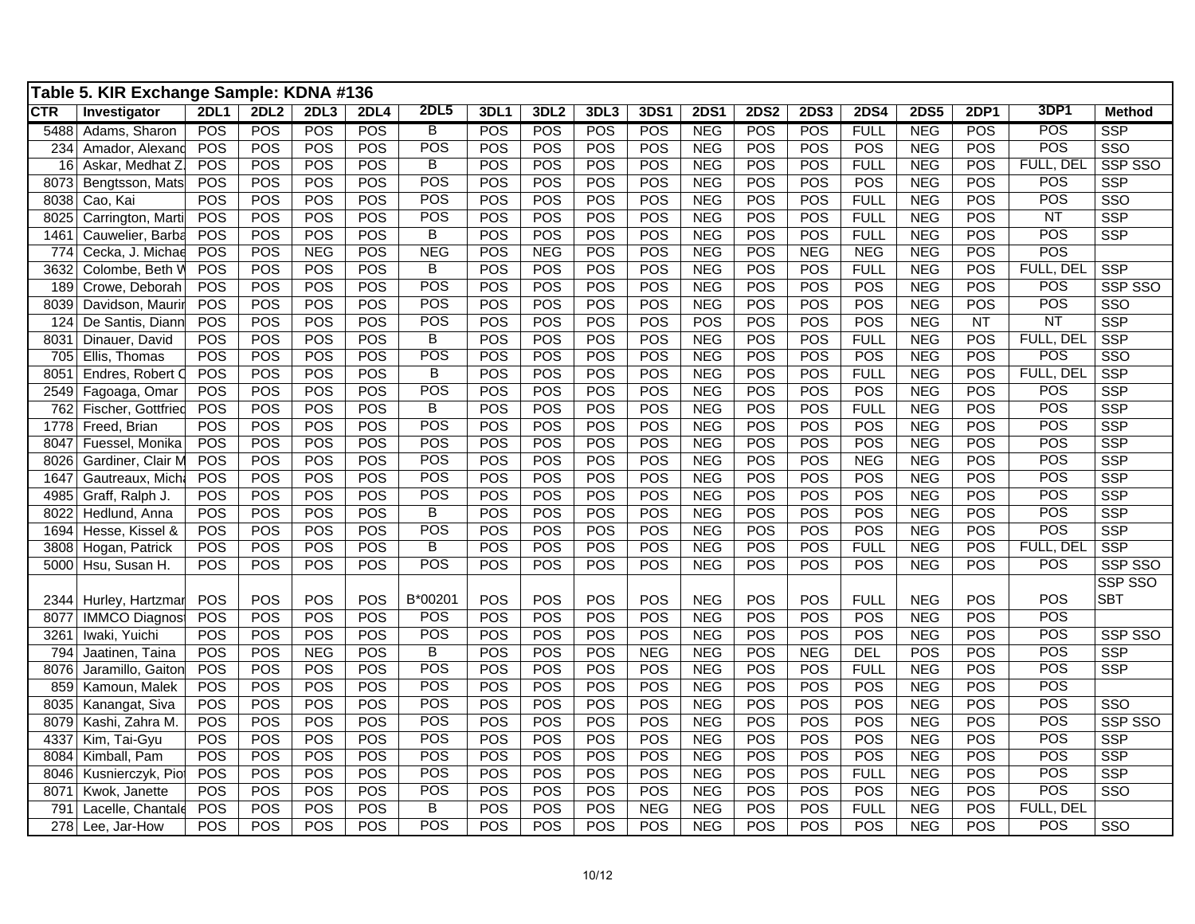**Table 5. KIR Exchange Sample: KDNA #136**

| CTR | Investigator | 2DL1 | 2DL2 | 2DL3 | 2DL4 | 2DL5 | 3DL1 | 3DL2 | 3DL3 | 3DS1 | 2DS1 | 2DS2 | 2DS3 | 2DS4 | 2DS5 | 2DP1 | 3DP1 | Method |
|---|---|---|---|---|---|---|---|---|---|---|---|---|---|---|---|---|---|---|
| 5488 | Adams, Sharon | POS | POS | POS | POS | B | POS | POS | POS | POS | NEG | POS | POS | FULL | NEG | POS | POS | SSP |
| 234 | Amador, Alexand | POS | POS | POS | POS | POS | POS | POS | POS | POS | NEG | POS | POS | POS | NEG | POS | POS | SSO |
| 16 | Askar, Medhat Z. | POS | POS | POS | POS | B | POS | POS | POS | POS | NEG | POS | POS | FULL | NEG | POS | FULL, DEL | SSP SSO |
| 8073 | Bengtsson, Mats | POS | POS | POS | POS | POS | POS | POS | POS | POS | NEG | POS | POS | POS | NEG | POS | POS | SSP |
| 8038 | Cao, Kai | POS | POS | POS | POS | POS | POS | POS | POS | POS | NEG | POS | POS | FULL | NEG | POS | POS | SSO |
| 8025 | Carrington, Marti | POS | POS | POS | POS | POS | POS | POS | POS | POS | NEG | POS | POS | FULL | NEG | POS | NT | SSP |
| 1461 | Cauwelier, Barba | POS | POS | POS | POS | B | POS | POS | POS | POS | NEG | POS | POS | FULL | NEG | POS | POS | SSP |
| 774 | Cecka, J. Michae | POS | POS | NEG | POS | NEG | POS | NEG | POS | POS | NEG | POS | NEG | NEG | NEG | POS | POS | |
| 3632 | Colombe, Beth W | POS | POS | POS | POS | B | POS | POS | POS | POS | NEG | POS | POS | FULL | NEG | POS | FULL, DEL | SSP |
| 189 | Crowe, Deborah | POS | POS | POS | POS | POS | POS | POS | POS | POS | NEG | POS | POS | POS | NEG | POS | POS | SSP SSO |
| 8039 | Davidson, Maurin | POS | POS | POS | POS | POS | POS | POS | POS | POS | NEG | POS | POS | POS | NEG | POS | POS | SSO |
| 124 | De Santis, Diann | POS | POS | POS | POS | POS | POS | POS | POS | POS | POS | POS | POS | POS | NEG | NT | NT | SSP |
| 8031 | Dinauer, David | POS | POS | POS | POS | B | POS | POS | POS | POS | NEG | POS | POS | FULL | NEG | POS | FULL, DEL | SSP |
| 705 | Ellis, Thomas | POS | POS | POS | POS | POS | POS | POS | POS | POS | NEG | POS | POS | POS | NEG | POS | POS | SSO |
| 8051 | Endres, Robert O | POS | POS | POS | POS | B | POS | POS | POS | POS | NEG | POS | POS | FULL | NEG | POS | FULL, DEL | SSP |
| 2549 | Fagoaga, Omar | POS | POS | POS | POS | POS | POS | POS | POS | POS | NEG | POS | POS | POS | NEG | POS | POS | SSP |
| 762 | Fischer, Gottfried | POS | POS | POS | POS | B | POS | POS | POS | POS | NEG | POS | POS | FULL | NEG | POS | POS | SSP |
| 1778 | Freed, Brian | POS | POS | POS | POS | POS | POS | POS | POS | POS | NEG | POS | POS | POS | NEG | POS | POS | SSP |
| 8047 | Fuessel, Monika | POS | POS | POS | POS | POS | POS | POS | POS | POS | NEG | POS | POS | POS | NEG | POS | POS | SSP |
| 8026 | Gardiner, Clair M | POS | POS | POS | POS | POS | POS | POS | POS | POS | NEG | POS | POS | NEG | NEG | POS | POS | SSP |
| 1647 | Gautreaux, Mich | POS | POS | POS | POS | POS | POS | POS | POS | POS | NEG | POS | POS | POS | NEG | POS | POS | SSP |
| 4985 | Graff, Ralph J. | POS | POS | POS | POS | POS | POS | POS | POS | POS | NEG | POS | POS | POS | NEG | POS | POS | SSP |
| 8022 | Hedlund, Anna | POS | POS | POS | POS | B | POS | POS | POS | POS | NEG | POS | POS | POS | NEG | POS | POS | SSP |
| 1694 | Hesse, Kissel & | POS | POS | POS | POS | POS | POS | POS | POS | POS | NEG | POS | POS | POS | NEG | POS | POS | SSP |
| 3808 | Hogan, Patrick | POS | POS | POS | POS | B | POS | POS | POS | POS | NEG | POS | POS | FULL | NEG | POS | FULL, DEL | SSP |
| 5000 | Hsu, Susan H. | POS | POS | POS | POS | POS | POS | POS | POS | POS | NEG | POS | POS | POS | NEG | POS | POS | SSP SSO |
| 2344 | Hurley, Hartzman | POS | POS | POS | POS | B*00201 | POS | POS | POS | POS | NEG | POS | POS | FULL | NEG | POS | POS | SSP SSO SBT |
| 8077 | IMMCO Diagnos | POS | POS | POS | POS | POS | POS | POS | POS | POS | NEG | POS | POS | POS | NEG | POS | POS | |
| 3261 | Iwaki, Yuichi | POS | POS | POS | POS | POS | POS | POS | POS | POS | NEG | POS | POS | POS | NEG | POS | POS | SSP SSO |
| 794 | Jaatinen, Taina | POS | POS | NEG | POS | B | POS | POS | POS | NEG | NEG | POS | NEG | DEL | POS | POS | POS | SSP |
| 8076 | Jaramillo, Gaiton | POS | POS | POS | POS | POS | POS | POS | POS | POS | NEG | POS | POS | FULL | NEG | POS | POS | SSP |
| 859 | Kamoun, Malek | POS | POS | POS | POS | POS | POS | POS | POS | POS | NEG | POS | POS | POS | NEG | POS | POS | |
| 8035 | Kanangat, Siva | POS | POS | POS | POS | POS | POS | POS | POS | POS | NEG | POS | POS | POS | NEG | POS | POS | SSO |
| 8079 | Kashi, Zahra M. | POS | POS | POS | POS | POS | POS | POS | POS | POS | NEG | POS | POS | POS | NEG | POS | POS | SSP SSO |
| 4337 | Kim, Tai-Gyu | POS | POS | POS | POS | POS | POS | POS | POS | POS | NEG | POS | POS | POS | NEG | POS | POS | SSP |
| 8084 | Kimball, Pam | POS | POS | POS | POS | POS | POS | POS | POS | POS | NEG | POS | POS | POS | NEG | POS | POS | SSP |
| 8046 | Kusnierczyk, Pio | POS | POS | POS | POS | POS | POS | POS | POS | POS | NEG | POS | POS | FULL | NEG | POS | POS | SSP |
| 8071 | Kwok, Janette | POS | POS | POS | POS | POS | POS | POS | POS | POS | NEG | POS | POS | POS | NEG | POS | POS | SSO |
| 791 | Lacelle, Chantale | POS | POS | POS | POS | B | POS | POS | POS | NEG | NEG | POS | POS | FULL | NEG | POS | FULL, DEL | |
| 278 | Lee, Jar-How | POS | POS | POS | POS | POS | POS | POS | POS | POS | NEG | POS | POS | POS | NEG | POS | POS | SSO |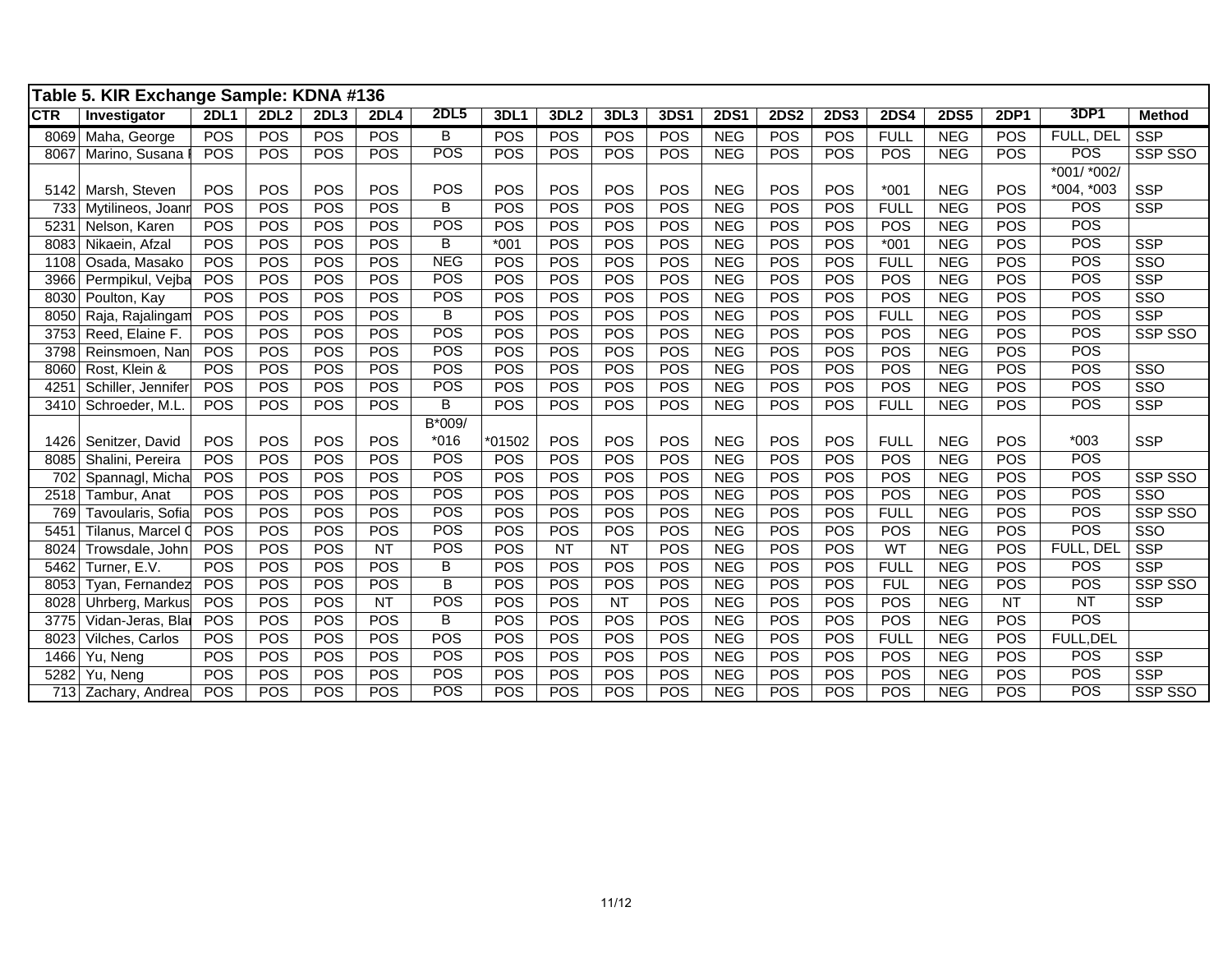**Table 5. KIR Exchange Sample: KDNA #136**

| CTR | Investigator | 2DL1 | 2DL2 | 2DL3 | 2DL4 | 2DL5 | 3DL1 | 3DL2 | 3DL3 | 3DS1 | 2DS1 | 2DS2 | 2DS3 | 2DS4 | 2DS5 | 2DP1 | 3DP1 | Method |
|---|---|---|---|---|---|---|---|---|---|---|---|---|---|---|---|---|---|---|
| 8069 | Maha, George | POS | POS | POS | POS | B | POS | POS | POS | POS | NEG | POS | POS | FULL | NEG | POS | FULL, DEL | SSP |
| 8067 | Marino, Susana | POS | POS | POS | POS | POS | POS | POS | POS | POS | NEG | POS | POS | POS | NEG | POS | POS | SSP SSO |
| 5142 | Marsh, Steven | POS | POS | POS | POS | POS | POS | POS | POS | POS | NEG | POS | POS | *001 | NEG | POS | *001/ *002/ *004, *003 | SSP |
| 733 | Mytilineos, Joann | POS | POS | POS | POS | B | POS | POS | POS | POS | NEG | POS | POS | FULL | NEG | POS | POS | SSP |
| 5231 | Nelson, Karen | POS | POS | POS | POS | POS | POS | POS | POS | POS | NEG | POS | POS | POS | NEG | POS | POS | |
| 8083 | Nikaein, Afzal | POS | POS | POS | POS | B | *001 | POS | POS | POS | NEG | POS | POS | *001 | NEG | POS | POS | SSP |
| 1108 | Osada, Masako | POS | POS | POS | POS | NEG | POS | POS | POS | POS | NEG | POS | POS | FULL | NEG | POS | POS | SSO |
| 3966 | Permpikul, Vejba | POS | POS | POS | POS | POS | POS | POS | POS | POS | NEG | POS | POS | POS | NEG | POS | POS | SSP |
| 8030 | Poulton, Kay | POS | POS | POS | POS | POS | POS | POS | POS | POS | NEG | POS | POS | POS | NEG | POS | POS | SSO |
| 8050 | Raja, Rajalingam | POS | POS | POS | POS | B | POS | POS | POS | POS | NEG | POS | POS | FULL | NEG | POS | POS | SSP |
| 3753 | Reed, Elaine F. | POS | POS | POS | POS | POS | POS | POS | POS | POS | NEG | POS | POS | POS | NEG | POS | POS | SSP SSO |
| 3798 | Reinsmoen, Nan | POS | POS | POS | POS | POS | POS | POS | POS | POS | NEG | POS | POS | POS | NEG | POS | POS | |
| 8060 | Rost, Klein & | POS | POS | POS | POS | POS | POS | POS | POS | POS | NEG | POS | POS | POS | NEG | POS | POS | SSO |
| 4251 | Schiller, Jennifer | POS | POS | POS | POS | POS | POS | POS | POS | POS | NEG | POS | POS | POS | NEG | POS | POS | SSO |
| 3410 | Schroeder, M.L. | POS | POS | POS | POS | B | POS | POS | POS | POS | NEG | POS | POS | FULL | NEG | POS | POS | SSP |
| 1426 | Senitzer, David | POS | POS | POS | POS | B*009/ *016 | *01502 | POS | POS | POS | NEG | POS | POS | FULL | NEG | POS | *003 | SSP |
| 8085 | Shalini, Pereira | POS | POS | POS | POS | POS | POS | POS | POS | POS | NEG | POS | POS | POS | NEG | POS | POS | |
| 702 | Spannagl, Micha | POS | POS | POS | POS | POS | POS | POS | POS | POS | NEG | POS | POS | POS | NEG | POS | POS | SSP SSO |
| 2518 | Tambur, Anat | POS | POS | POS | POS | POS | POS | POS | POS | POS | NEG | POS | POS | POS | NEG | POS | POS | SSO |
| 769 | Tavoularis, Sofia | POS | POS | POS | POS | POS | POS | POS | POS | POS | NEG | POS | POS | FULL | NEG | POS | POS | SSP SSO |
| 5451 | Tilanus, Marcel | POS | POS | POS | POS | POS | POS | POS | POS | POS | NEG | POS | POS | POS | NEG | POS | POS | SSO |
| 8024 | Trowsdale, John | POS | POS | POS | NT | POS | POS | NT | NT | POS | NEG | POS | POS | WT | NEG | POS | FULL, DEL | SSP |
| 5462 | Turner, E.V. | POS | POS | POS | POS | B | POS | POS | POS | POS | NEG | POS | POS | FULL | NEG | POS | POS | SSP |
| 8053 | Tyan, Fernandez | POS | POS | POS | POS | B | POS | POS | POS | POS | NEG | POS | POS | FUL | NEG | POS | POS | SSP SSO |
| 8028 | Uhrberg, Markus | POS | POS | POS | NT | POS | POS | POS | NT | POS | NEG | POS | POS | POS | NEG | NT | NT | SSP |
| 3775 | Vidan-Jeras, Bla | POS | POS | POS | POS | B | POS | POS | POS | POS | NEG | POS | POS | POS | NEG | POS | POS | |
| 8023 | Vilches, Carlos | POS | POS | POS | POS | POS | POS | POS | POS | POS | NEG | POS | POS | FULL | NEG | POS | FULL,DEL | |
| 1466 | Yu, Neng | POS | POS | POS | POS | POS | POS | POS | POS | POS | NEG | POS | POS | POS | NEG | POS | POS | SSP |
| 5282 | Yu, Neng | POS | POS | POS | POS | POS | POS | POS | POS | POS | NEG | POS | POS | POS | NEG | POS | POS | SSP |
| 713 | Zachary, Andrea | POS | POS | POS | POS | POS | POS | POS | POS | POS | NEG | POS | POS | POS | NEG | POS | POS | SSP SSO |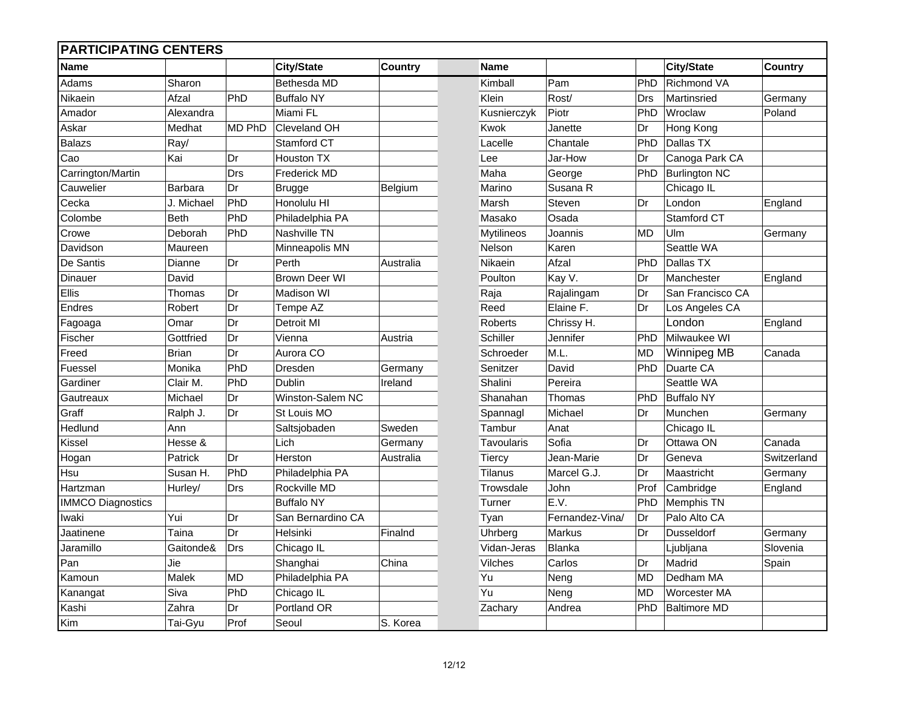## PARTICIPATING CENTERS

| Name | | | City/State | Country | | Name | | | City/State | Country |
|---|---|---|---|---|---|---|---|---|---|---|
| Adams | Sharon | | Bethesda MD | | | Kimball | Pam | PhD | Richmond VA | |
| Nikaein | Afzal | PhD | Buffalo NY | | | Klein | Rost/ | Drs | Martinsried | Germany |
| Amador | Alexandra | | Miami FL | | | Kusnierczyk | Piotr | PhD | Wroclaw | Poland |
| Askar | Medhat | MD PhD | Cleveland OH | | | Kwok | Janette | Dr | Hong Kong | |
| Balazs | Ray/ | | Stamford CT | | | Lacelle | Chantale | PhD | Dallas TX | |
| Cao | Kai | Dr | Houston TX | | | Lee | Jar-How | Dr | Canoga Park CA | |
| Carrington/Martin | | Drs | Frederick MD | | | Maha | George | PhD | Burlington NC | |
| Cauwelier | Barbara | Dr | Brugge | Belgium | | Marino | Susana R | | Chicago IL | |
| Cecka | J. Michael | PhD | Honolulu HI | | | Marsh | Steven | Dr | London | England |
| Colombe | Beth | PhD | Philadelphia PA | | | Masako | Osada | | Stamford CT | |
| Crowe | Deborah | PhD | Nashville TN | | | Mytilineos | Joannis | MD | Ulm | Germany |
| Davidson | Maureen | | Minneapolis MN | | | Nelson | Karen | | Seattle WA | |
| De Santis | Dianne | Dr | Perth | Australia | | Nikaein | Afzal | PhD | Dallas TX | |
| Dinauer | David | | Brown Deer WI | | | Poulton | Kay V. | Dr | Manchester | England |
| Ellis | Thomas | Dr | Madison WI | | | Raja | Rajalingam | Dr | San Francisco CA | |
| Endres | Robert | Dr | Tempe AZ | | | Reed | Elaine F. | Dr | Los Angeles CA | |
| Fagoaga | Omar | Dr | Detroit MI | | | Roberts | Chrissy H. | | London | England |
| Fischer | Gottfried | Dr | Vienna | Austria | | Schiller | Jennifer | PhD | Milwaukee WI | |
| Freed | Brian | Dr | Aurora CO | | | Schroeder | M.L. | MD | Winnipeg MB | Canada |
| Fuessel | Monika | PhD | Dresden | Germany | | Senitzer | David | PhD | Duarte CA | |
| Gardiner | Clair M. | PhD | Dublin | Ireland | | Shalini | Pereira | | Seattle WA | |
| Gautreaux | Michael | Dr | Winston-Salem NC | | | Shanahan | Thomas | PhD | Buffalo NY | |
| Graff | Ralph J. | Dr | St Louis MO | | | Spannagl | Michael | Dr | Munchen | Germany |
| Hedlund | Ann | | Saltsjobaden | Sweden | | Tambur | Anat | | Chicago IL | |
| Kissel | Hesse & | | Lich | Germany | | Tavoularis | Sofia | Dr | Ottawa ON | Canada |
| Hogan | Patrick | Dr | Herston | Australia | | Tiercy | Jean-Marie | Dr | Geneva | Switzerland |
| Hsu | Susan H. | PhD | Philadelphia PA | | | Tilanus | Marcel G.J. | Dr | Maastricht | Germany |
| Hartzman | Hurley/ | Drs | Rockville MD | | | Trowsdale | John | Prof | Cambridge | England |
| IMMCO Diagnostics | | | Buffalo NY | | | Turner | E.V. | PhD | Memphis TN | |
| Iwaki | Yui | Dr | San Bernardino CA | | | Tyan | Fernandez-Vina/ | Dr | Palo Alto CA | |
| Jaatinene | Taina | Dr | Helsinki | Finalnd | | Uhrberg | Markus | Dr | Dusseldorf | Germany |
| Jaramillo | Gaitonde& | Drs | Chicago IL | | | Vidan-Jeras | Blanka | | Ljubljana | Slovenia |
| Pan | Jie | | Shanghai | China | | Vilches | Carlos | Dr | Madrid | Spain |
| Kamoun | Malek | MD | Philadelphia PA | | | Yu | Neng | MD | Dedham MA | |
| Kanangat | Siva | PhD | Chicago IL | | | Yu | Neng | MD | Worcester MA | |
| Kashi | Zahra | Dr | Portland OR | | | Zachary | Andrea | PhD | Baltimore MD | |
| Kim | Tai-Gyu | Prof | Seoul | S. Korea | | | | | | |